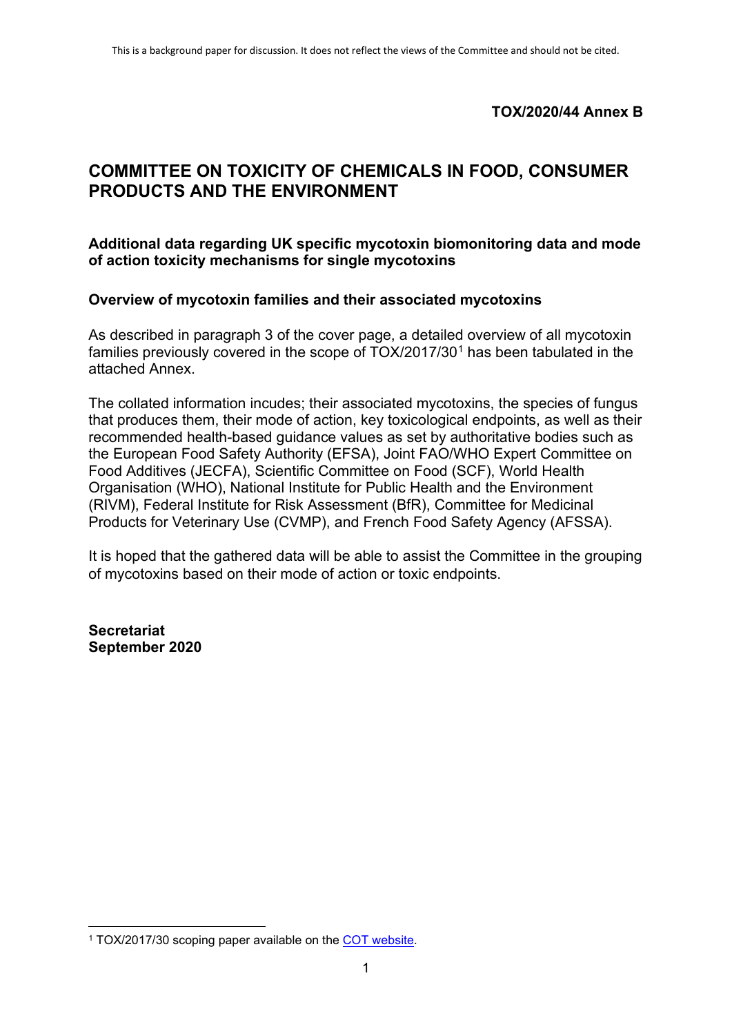This is a background paper for discussion. It does not reflect the views of the Committee and should not be cited.

**TOX/2020/44 Annex B**

# COMMITTEE ON TOXICITY OF CHEMICALS IN FOOD, CONSUMER PRODUCTS AND THE ENVIRONMENT

## Additional data regarding UK specific mycotoxin biomonitoring data and mode of action toxicity mechanisms for single mycotoxins

### Overview of mycotoxin families and their associated mycotoxins

As described in paragraph 3 of the cover page, a detailed overview of all mycotoxin families previously covered in the scope of TOX/2017/30[1] has been tabulated in the attached Annex.

The collated information incudes; their associated mycotoxins, the species of fungus that produces them, their mode of action, key toxicological endpoints, as well as their recommended health-based guidance values as set by authoritative bodies such as the European Food Safety Authority (EFSA), Joint FAO/WHO Expert Committee on Food Additives (JECFA), Scientific Committee on Food (SCF), World Health Organisation (WHO), National Institute for Public Health and the Environment (RIVM), Federal Institute for Risk Assessment (BfR), Committee for Medicinal Products for Veterinary Use (CVMP), and French Food Safety Agency (AFSSA).

It is hoped that the gathered data will be able to assist the Committee in the grouping of mycotoxins based on their mode of action or toxic endpoints.

**Secretariat**
**September 2020**

[1] TOX/2017/30 scoping paper available on the COT website.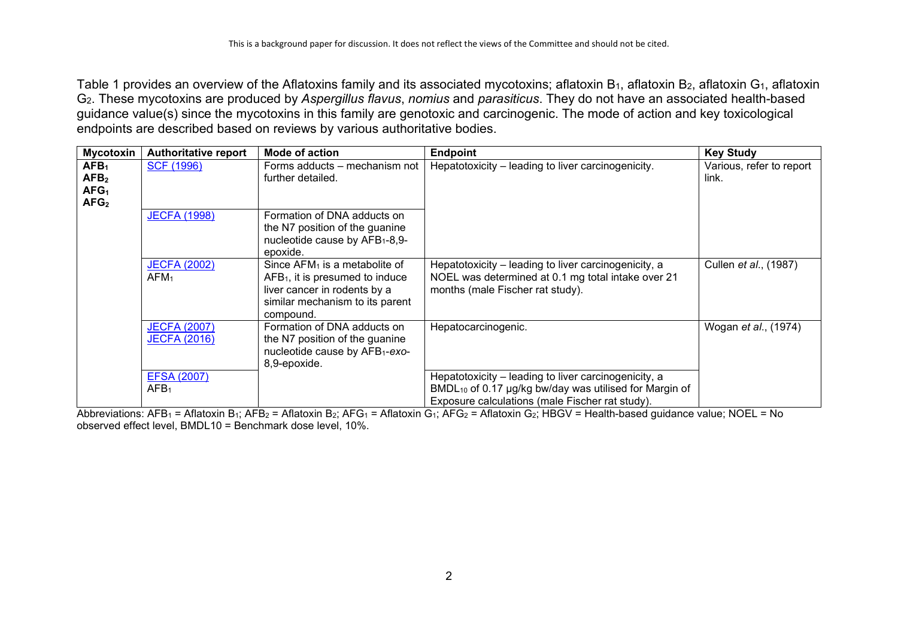Table 1 provides an overview of the Aflatoxins family and its associated mycotoxins; aflatoxin $B_1$, aflatoxin $B_2$, aflatoxin $G_1$, aflatoxin $G_2$. These mycotoxins are produced by *Aspergillus flavus*, *nomius* and *parasiticus*. They do not have an associated health-based guidance value(s) since the mycotoxins in this family are genotoxic and carcinogenic. The mode of action and key toxicological endpoints are described based on reviews by various authoritative bodies.

| Mycotoxin | Authoritative report | Mode of action | Endpoint | Key Study |
|---|---|---|---|---|
| **$AFB_1$ $AFB_2$ $AFG_1$ $AFG_2$** | SCF (1996) | Forms adducts – mechanism not further detailed. | Hepatotoxicity – leading to liver carcinogenicity. | Various, refer to report link. |
| | JECFA (1998) | Formation of DNA adducts on the N7 position of the guanine nucleotide cause by $AFB_1$-8,9-epoxide. | | |
| | JECFA (2002) $AFM_1$ | Since $AFM_1$ is a metabolite of $AFB_1$, it is presumed to induce liver cancer in rodents by a similar mechanism to its parent compound. | Hepatotoxicity – leading to liver carcinogenicity, a NOEL was determined at 0.1 mg total intake over 21 months (male Fischer rat study). | Cullen *et al.*, (1987) |
| | JECFA (2007) JECFA (2016) | Formation of DNA adducts on the N7 position of the guanine nucleotide cause by $AFB_1$-*exo*-8,9-epoxide. | Hepatocarcinogenic. | Wogan *et al.*, (1974) |
| | EFSA (2007) $AFB_1$ | | Hepatotoxicity – leading to liver carcinogenicity, a $BMDL_{10}$ of 0.17 µg/kg bw/day was utilised for Margin of Exposure calculations (male Fischer rat study). | |

Abbreviations: $AFB_1$ = Aflatoxin $B_1$; $AFB_2$ = Aflatoxin $B_2$; $AFG_1$ = Aflatoxin $G_1$; $AFG_2$ = Aflatoxin $G_2$; HBGV = Health-based guidance value; NOEL = No observed effect level, BMDL10 = Benchmark dose level, 10%.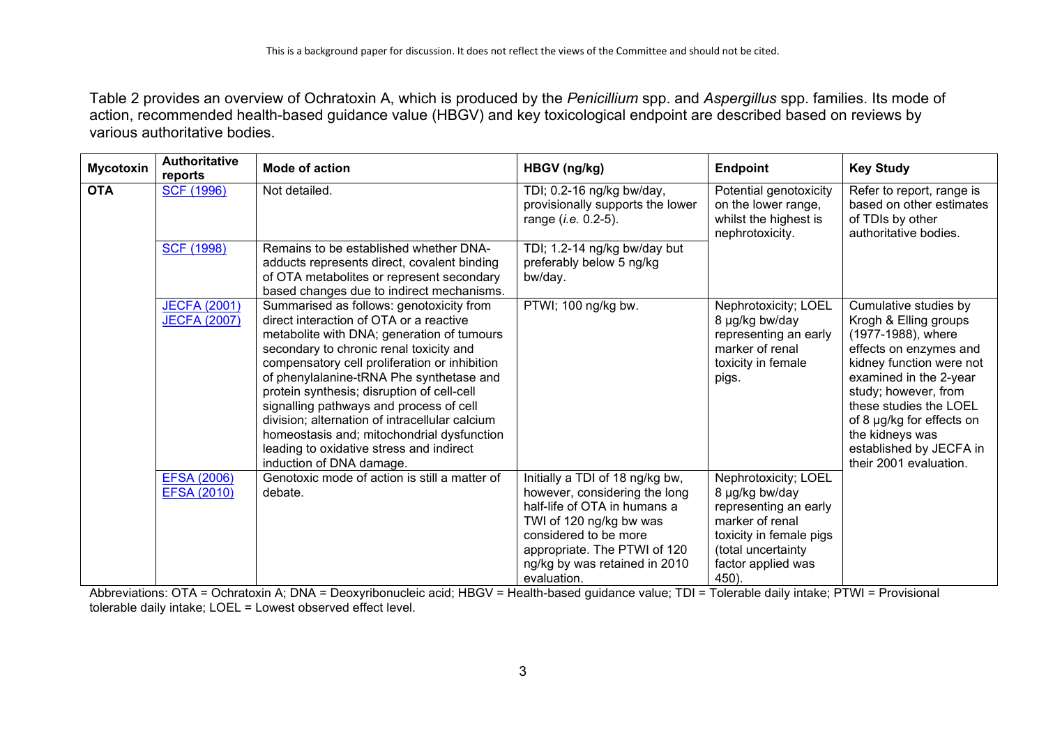Table 2 provides an overview of Ochratoxin A, which is produced by the *Penicillium* spp. and *Aspergillus* spp. families. Its mode of action, recommended health-based guidance value (HBGV) and key toxicological endpoint are described based on reviews by various authoritative bodies.

| Mycotoxin | Authoritative reports | Mode of action | HBGV (ng/kg) | Endpoint | Key Study |
|---|---|---|---|---|---|
| **OTA** | [SCF (1996)] | Not detailed. | TDI; 0.2-16 ng/kg bw/day, provisionally supports the lower range (*i.e.* 0.2-5). | Potential genotoxicity on the lower range, whilst the highest is nephrotoxicity. | Refer to report, range is based on other estimates of TDIs by other authoritative bodies. |
| | [SCF (1998)] | Remains to be established whether DNA-adducts represents direct, covalent binding of OTA metabolites or represent secondary based changes due to indirect mechanisms. | TDI; 1.2-14 ng/kg bw/day but preferably below 5 ng/kg bw/day. | | |
| | [JECFA (2001)] [JECFA (2007)] | Summarised as follows: genotoxicity from direct interaction of OTA or a reactive metabolite with DNA; generation of tumours secondary to chronic renal toxicity and compensatory cell proliferation or inhibition of phenylalanine-tRNA Phe synthetase and protein synthesis; disruption of cell-cell signalling pathways and process of cell division; alternation of intracellular calcium homeostasis and; mitochondrial dysfunction leading to oxidative stress and indirect induction of DNA damage. | PTWI; 100 ng/kg bw. | Nephrotoxicity; LOEL 8 µg/kg bw/day representing an early marker of renal toxicity in female pigs. | Cumulative studies by Krogh & Elling groups (1977-1988), where effects on enzymes and kidney function were not examined in the 2-year study; however, from these studies the LOEL of 8 µg/kg for effects on the kidneys was established by JECFA in their 2001 evaluation. |
| | [EFSA (2006)] [EFSA (2010)] | Genotoxic mode of action is still a matter of debate. | Initially a TDI of 18 ng/kg bw, however, considering the long half-life of OTA in humans a TWI of 120 ng/kg bw was considered to be more appropriate. The PTWI of 120 ng/kg by was retained in 2010 evaluation. | Nephrotoxicity; LOEL 8 µg/kg bw/day representing an early marker of renal toxicity in female pigs (total uncertainty factor applied was 450). | |

Abbreviations: OTA = Ochratoxin A; DNA = Deoxyribonucleic acid; HBGV = Health-based guidance value; TDI = Tolerable daily intake; PTWI = Provisional tolerable daily intake; LOEL = Lowest observed effect level.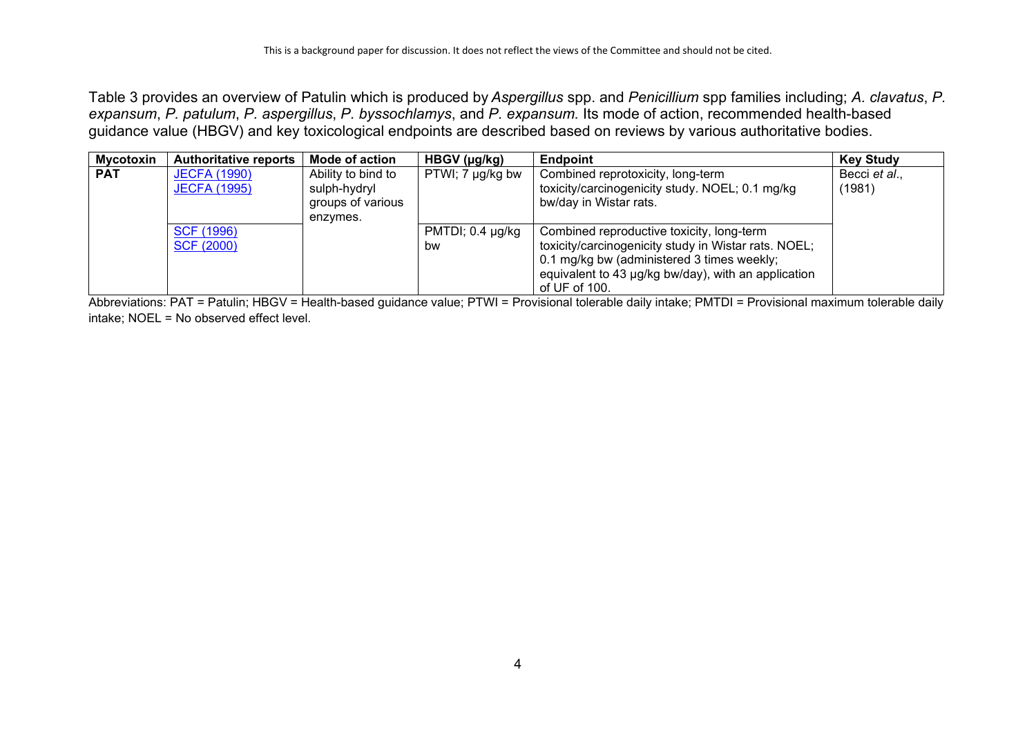Table 3 provides an overview of Patulin which is produced by *Aspergillus* spp. and *Penicillium* spp families including; *A. clavatus*, *P. expansum*, *P. patulum*, *P. aspergillus*, *P. byssochlamys*, and *P. expansum.* Its mode of action, recommended health-based guidance value (HBGV) and key toxicological endpoints are described based on reviews by various authoritative bodies.

| Mycotoxin | Authoritative reports | Mode of action | HBGV (µg/kg) | Endpoint | Key Study |
|---|---|---|---|---|---|
| PAT | JECFA (1990)<br>JECFA (1995) | Ability to bind to sulph-hydryl groups of various enzymes. | PTWI; 7 µg/kg bw | Combined reprotoxicity, long-term toxicity/carcinogenicity study. NOEL; 0.1 mg/kg bw/day in Wistar rats. | Becci *et al*., (1981) |
| | SCF (1996)<br>SCF (2000) | | PMTDI; 0.4 µg/kg bw | Combined reproductive toxicity, long-term toxicity/carcinogenicity study in Wistar rats. NOEL; 0.1 mg/kg bw (administered 3 times weekly; equivalent to 43 µg/kg bw/day), with an application of UF of 100. | |

Abbreviations: PAT = Patulin; HBGV = Health-based guidance value; PTWI = Provisional tolerable daily intake; PMTDI = Provisional maximum tolerable daily intake; NOEL = No observed effect level.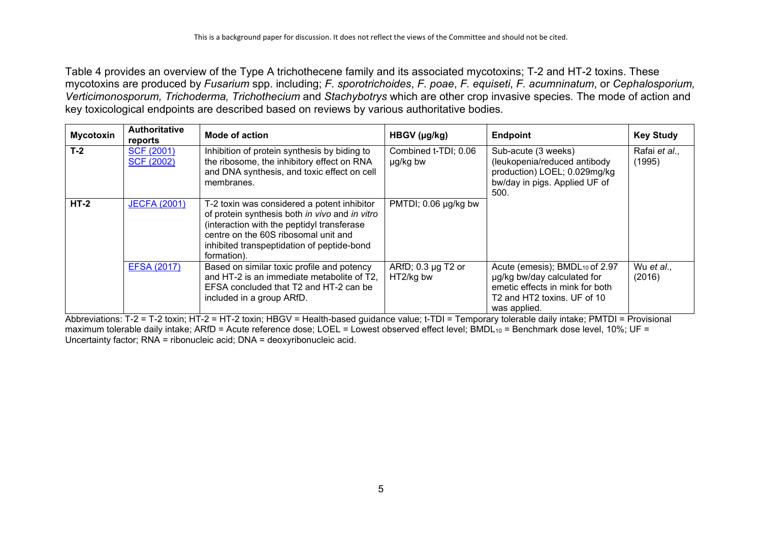Table 4 provides an overview of the Type A trichothecene family and its associated mycotoxins; T-2 and HT-2 toxins. These mycotoxins are produced by *Fusarium* spp. including; *F. sporotrichoides*, *F. poae*, *F. equiseti*, *F. acumninatum*, or *Cephalosporium, Verticimonosporum, Trichoderma, Trichothecium* and *Stachybotrys* which are other crop invasive species*.* The mode of action and key toxicological endpoints are described based on reviews by various authoritative bodies.

| Mycotoxin | Authoritative reports | Mode of action | HBGV (µg/kg) | Endpoint | Key Study |
|---|---|---|---|---|---|
| **T-2** | SCF (2001) SCF (2002) | Inhibition of protein synthesis by biding to the ribosome, the inhibitory effect on RNA and DNA synthesis, and toxic effect on cell membranes. | Combined t-TDI; 0.06 µg/kg bw | Sub-acute (3 weeks) (leukopenia/reduced antibody production) LOEL; 0.029mg/kg bw/day in pigs. Applied UF of 500. | Rafai *et al.*, (1995) |
| **HT-2** | JECFA (2001) | T-2 toxin was considered a potent inhibitor of protein synthesis both *in vivo* and *in vitro* (interaction with the peptidyl transferase centre on the 60S ribosomal unit and inhibited transpeptidation of peptide-bond formation). | PMTDI; 0.06 µg/kg bw | | |
| | EFSA (2017) | Based on similar toxic profile and potency and HT-2 is an immediate metabolite of T2, EFSA concluded that T2 and HT-2 can be included in a group ARfD. | ARfD; 0.3 µg T2 or HT2/kg bw | Acute (emesis); $BMDL_{10}$ of 2.97 µg/kg bw/day calculated for emetic effects in mink for both T2 and HT2 toxins. UF of 10 was applied. | Wu *et al.*, (2016) |

Abbreviations: T-2 = T-2 toxin; HT-2 = HT-2 toxin; HBGV = Health-based guidance value; t-TDI = Temporary tolerable daily intake; PMTDI = Provisional maximum tolerable daily intake; ARfD = Acute reference dose; LOEL = Lowest observed effect level; $BMDL_{10}$ = Benchmark dose level, 10%; UF = Uncertainty factor; RNA = ribonucleic acid; DNA = deoxyribonucleic acid.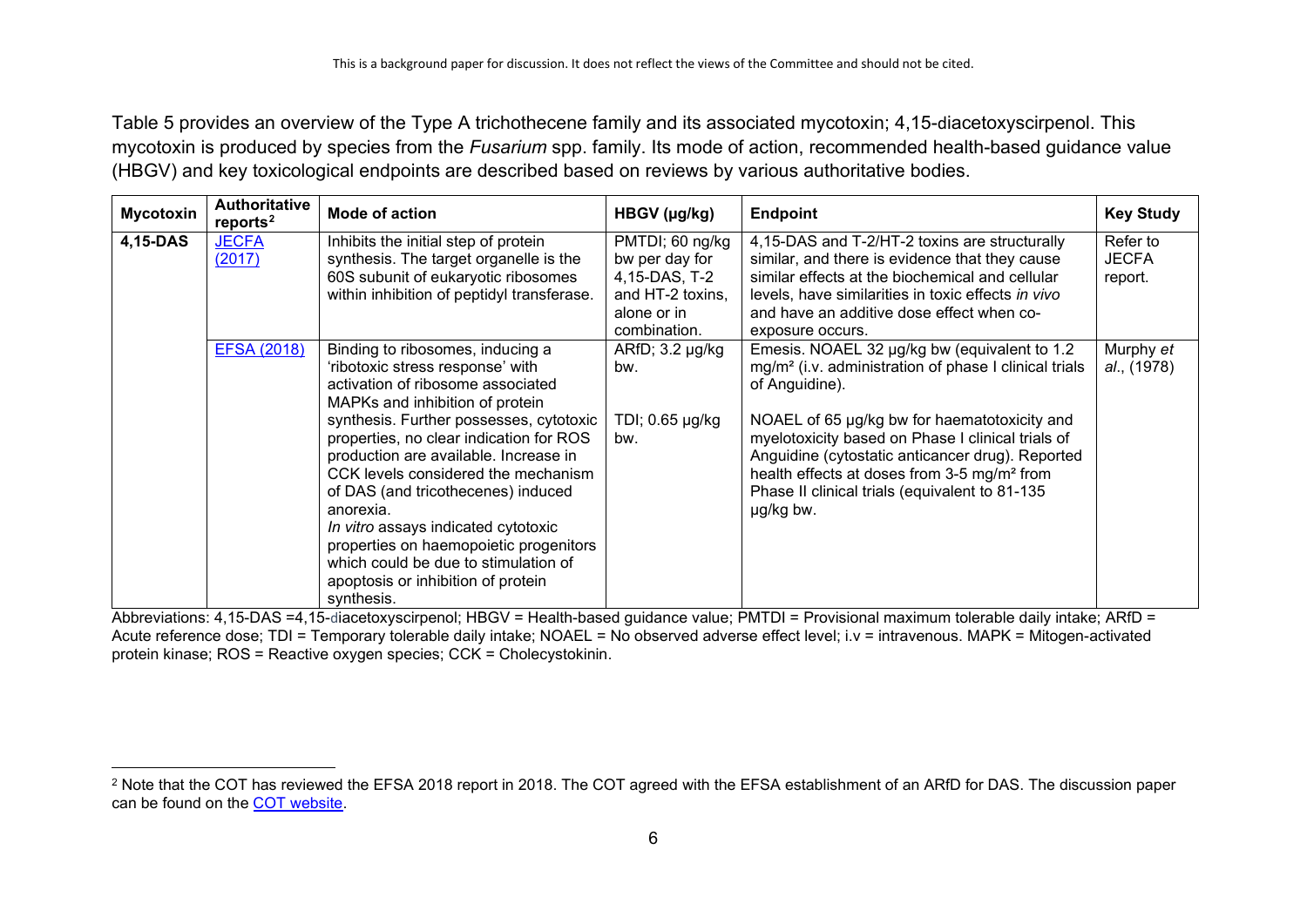Table 5 provides an overview of the Type A trichothecene family and its associated mycotoxin; 4,15-diacetoxyscirpenol. This mycotoxin is produced by species from the *Fusarium* spp. family. Its mode of action, recommended health-based guidance value (HBGV) and key toxicological endpoints are described based on reviews by various authoritative bodies.

| Mycotoxin | Authoritative reports[2] | Mode of action | HBGV (µg/kg) | Endpoint | Key Study |
|---|---|---|---|---|---|
| **4,15-DAS** | JECFA (2017) | Inhibits the initial step of protein synthesis. The target organelle is the 60S subunit of eukaryotic ribosomes within inhibition of peptidyl transferase. | PMTDI; 60 ng/kg bw per day for 4,15-DAS, T-2 and HT-2 toxins, alone or in combination. | 4,15-DAS and T-2/HT-2 toxins are structurally similar, and there is evidence that they cause similar effects at the biochemical and cellular levels, have similarities in toxic effects *in vivo* and have an additive dose effect when co-exposure occurs. | Refer to JECFA report. |
| | EFSA (2018) | Binding to ribosomes, inducing a 'ribotoxic stress response' with activation of ribosome associated MAPKs and inhibition of protein synthesis. Further possesses, cytotoxic properties, no clear indication for ROS production are available. Increase in CCK levels considered the mechanism of DAS (and tricothecenes) induced anorexia. *In vitro* assays indicated cytotoxic properties on haemopoietic progenitors which could be due to stimulation of apoptosis or inhibition of protein synthesis. | ARfD; 3.2 µg/kg bw.<br><br>TDI; 0.65 µg/kg bw. | Emesis. NOAEL 32 µg/kg bw (equivalent to 1.2 mg/m² (i.v. administration of phase I clinical trials of Anguidine).<br><br>NOAEL of 65 µg/kg bw for haematotoxicity and myelotoxicity based on Phase I clinical trials of Anguidine (cytostatic anticancer drug). Reported health effects at doses from 3-5 mg/m² from Phase II clinical trials (equivalent to 81-135 µg/kg bw. | Murphy *et al*., (1978) |

Abbreviations: 4,15-DAS =4,15-diacetoxyscirpenol; HBGV = Health-based guidance value; PMTDI = Provisional maximum tolerable daily intake; ARfD = Acute reference dose; TDI = Temporary tolerable daily intake; NOAEL = No observed adverse effect level; i.v = intravenous. MAPK = Mitogen-activated protein kinase; ROS = Reactive oxygen species; CCK = Cholecystokinin.

[2] Note that the COT has reviewed the EFSA 2018 report in 2018. The COT agreed with the EFSA establishment of an ARfD for DAS. The discussion paper can be found on the COT website.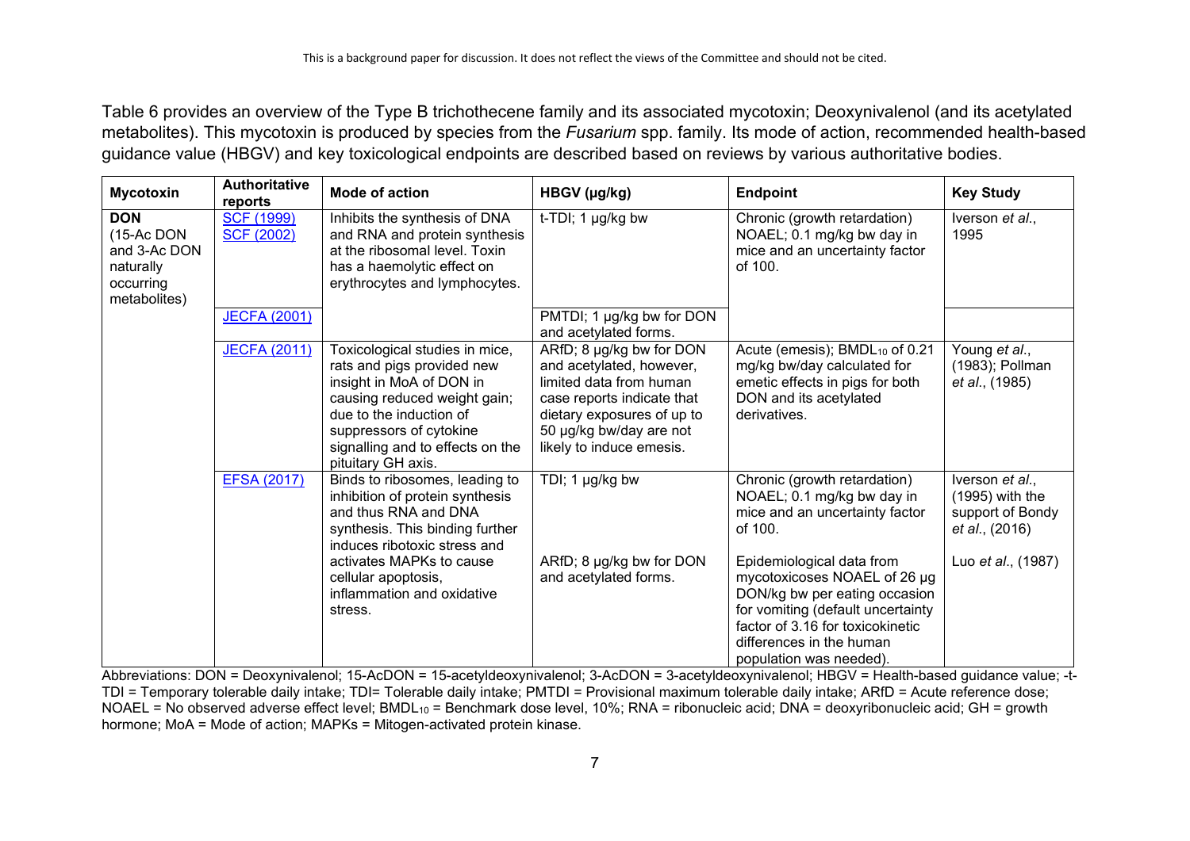Table 6 provides an overview of the Type B trichothecene family and its associated mycotoxin; Deoxynivalenol (and its acetylated metabolites). This mycotoxin is produced by species from the *Fusarium* spp. family. Its mode of action, recommended health-based guidance value (HBGV) and key toxicological endpoints are described based on reviews by various authoritative bodies.

| Mycotoxin | Authoritative reports | Mode of action | HBGV (µg/kg) | Endpoint | Key Study |
|---|---|---|---|---|---|
| **DON** (15-Ac DON and 3-Ac DON naturally occurring metabolites) | SCF (1999) SCF (2002) | Inhibits the synthesis of DNA and RNA and protein synthesis at the ribosomal level. Toxin has a haemolytic effect on erythrocytes and lymphocytes. | t-TDI; 1 µg/kg bw | Chronic (growth retardation) NOAEL; 0.1 mg/kg bw day in mice and an uncertainty factor of 100. | Iverson *et al.*, 1995 |
| | JECFA (2001) | | PMTDI; 1 µg/kg bw for DON and acetylated forms. | | |
| | JECFA (2011) | Toxicological studies in mice, rats and pigs provided new insight in MoA of DON in causing reduced weight gain; due to the induction of suppressors of cytokine signalling and to effects on the pituitary GH axis. | ARfD; 8 µg/kg bw for DON and acetylated, however, limited data from human case reports indicate that dietary exposures of up to 50 µg/kg bw/day are not likely to induce emesis. | Acute (emesis); $BMDL_{10}$ of 0.21 mg/kg bw/day calculated for emetic effects in pigs for both DON and its acetylated derivatives. | Young *et al.*, (1983); Pollman *et al.*, (1985) |
| | EFSA (2017) | Binds to ribosomes, leading to inhibition of protein synthesis and thus RNA and DNA synthesis. This binding further induces ribotoxic stress and activates MAPKs to cause cellular apoptosis, inflammation and oxidative stress. | TDI; 1 µg/kg bw<br><br>ARfD; 8 µg/kg bw for DON and acetylated forms. | Chronic (growth retardation) NOAEL; 0.1 mg/kg bw day in mice and an uncertainty factor of 100.<br><br>Epidemiological data from mycotoxicoses NOAEL of 26 µg DON/kg bw per eating occasion for vomiting (default uncertainty factor of 3.16 for toxicokinetic differences in the human population was needed). | Iverson *et al.*, (1995) with the support of Bondy *et al.*, (2016)<br><br>Luo *et al.*, (1987) |

Abbreviations: DON = Deoxynivalenol; 15-AcDON = 15-acetyldeoxynivalenol; 3-AcDON = 3-acetyldeoxynivalenol; HBGV = Health-based guidance value; -t-TDI = Temporary tolerable daily intake; TDI= Tolerable daily intake; PMTDI = Provisional maximum tolerable daily intake; ARfD = Acute reference dose; NOAEL = No observed adverse effect level; $BMDL_{10}$ = Benchmark dose level, 10%; RNA = ribonucleic acid; DNA = deoxyribonucleic acid; GH = growth hormone; MoA = Mode of action; MAPKs = Mitogen-activated protein kinase.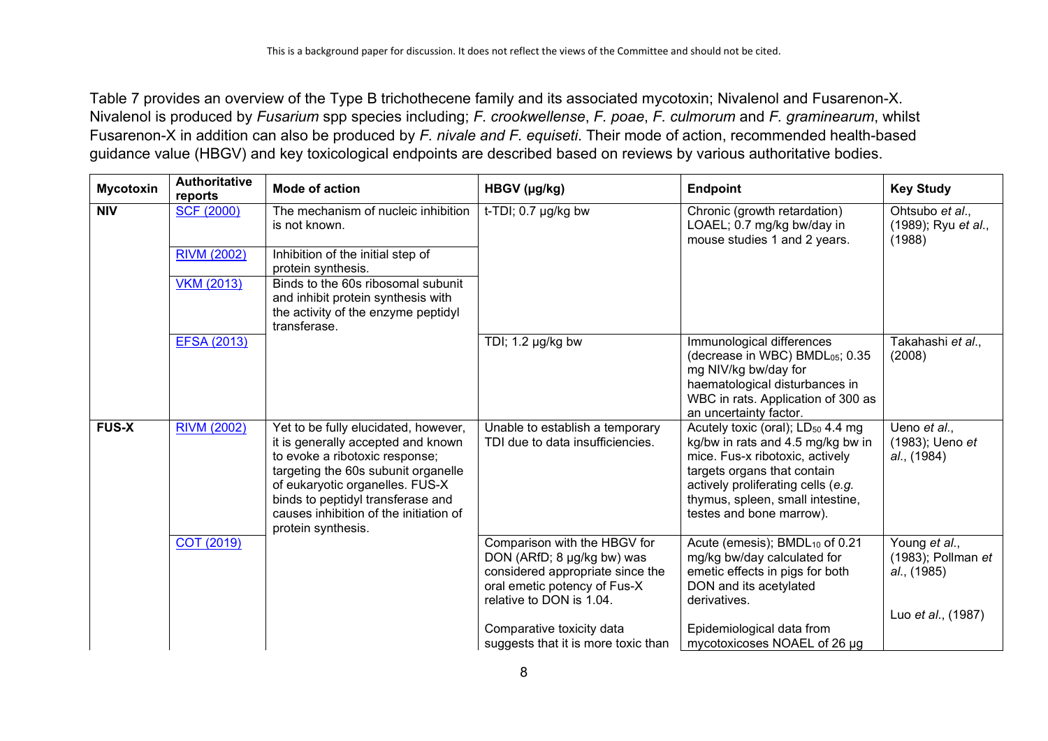Table 7 provides an overview of the Type B trichothecene family and its associated mycotoxin; Nivalenol and Fusarenon-X. Nivalenol is produced by *Fusarium* spp species including; *F. crookwellense*, *F. poae*, *F. culmorum* and *F. graminearum*, whilst Fusarenon-X in addition can also be produced by *F. nivale and F. equiseti*. Their mode of action, recommended health-based guidance value (HBGV) and key toxicological endpoints are described based on reviews by various authoritative bodies.

| Mycotoxin | Authoritative reports | Mode of action | HBGV (µg/kg) | Endpoint | Key Study |
|---|---|---|---|---|---|
| **NIV** | SCF (2000) | The mechanism of nucleic inhibition is not known. | t-TDI; 0.7 µg/kg bw | Chronic (growth retardation) LOAEL; 0.7 mg/kg bw/day in mouse studies 1 and 2 years. | Ohtsubo *et al*., (1989); Ryu *et al*., (1988) |
| | RIVM (2002) | Inhibition of the initial step of protein synthesis. | | | |
| | VKM (2013) | Binds to the 60s ribosomal subunit and inhibit protein synthesis with the activity of the enzyme peptidyl transferase. | | | |
| | EFSA (2013) | | TDI; 1.2 µg/kg bw | Immunological differences (decrease in WBC) $BMDL_{05}$; 0.35 mg NIV/kg bw/day for haematological disturbances in WBC in rats. Application of 300 as an uncertainty factor. | Takahashi *et al*., (2008) |
| **FUS-X** | RIVM (2002) | Yet to be fully elucidated, however, it is generally accepted and known to evoke a ribotoxic response; targeting the 60s subunit organelle of eukaryotic organelles. FUS-X binds to peptidyl transferase and causes inhibition of the initiation of protein synthesis. | Unable to establish a temporary TDI due to data insufficiencies. | Acutely toxic (oral); $LD_{50}$ 4.4 mg kg/bw in rats and 4.5 mg/kg bw in mice. Fus-x ribotoxic, actively targets organs that contain actively proliferating cells (*e.g.* thymus, spleen, small intestine, testes and bone marrow). | Ueno *et al*., (1983); Ueno *et al*., (1984) |
| | COT (2019) | | Comparison with the HBGV for DON (ARfD; 8 µg/kg bw) was considered appropriate since the oral emetic potency of Fus-X relative to DON is 1.04. | Acute (emesis); $BMDL_{10}$ of 0.21 mg/kg bw/day calculated for emetic effects in pigs for both DON and its acetylated derivatives. | Young *et al*., (1983); Pollman *et al*., (1985) |
| | | | Comparative toxicity data suggests that it is more toxic than | Epidemiological data from mycotoxicoses NOAEL of 26 µg | Luo *et al*., (1987) |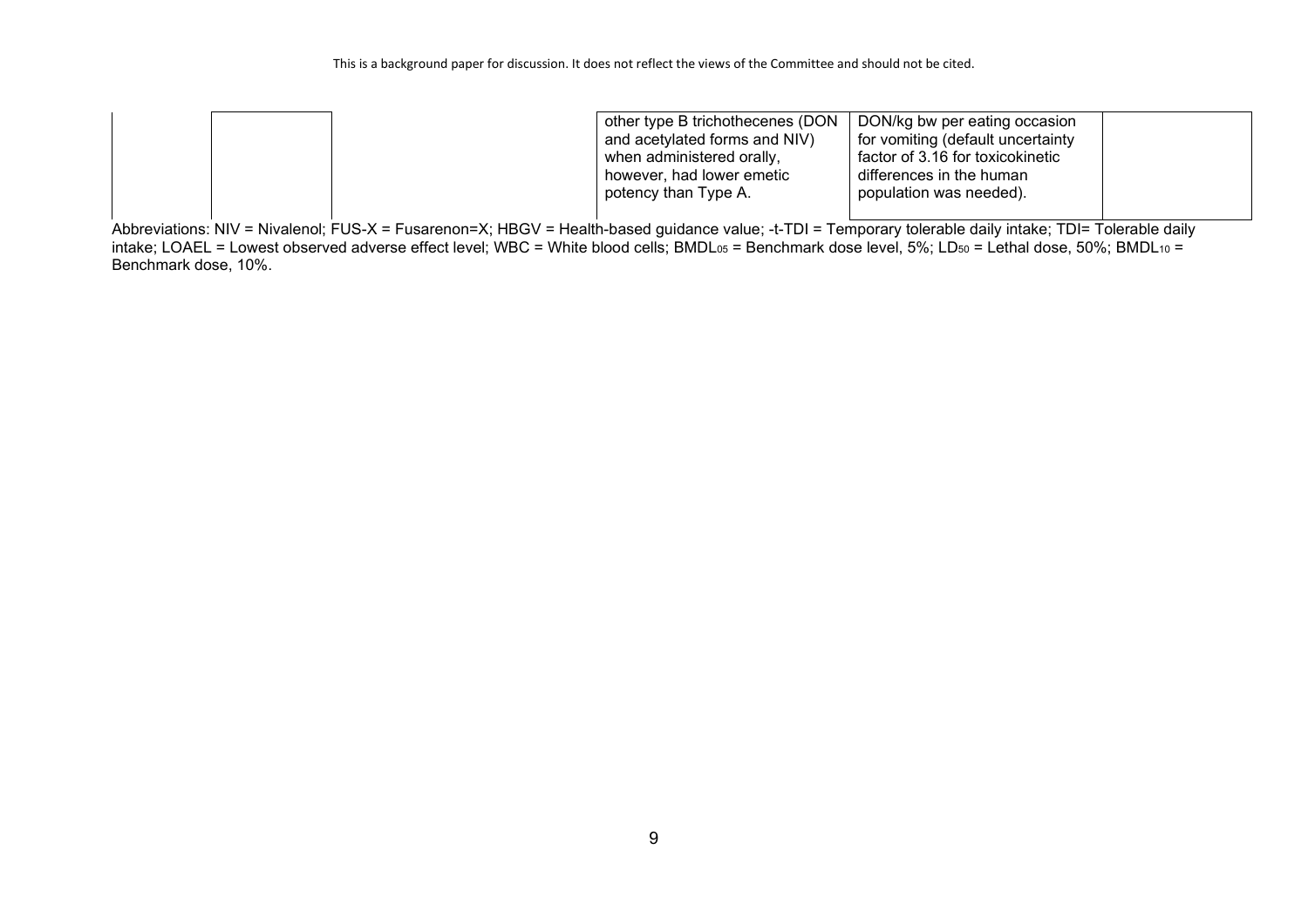|  |  |  | other type B trichothecenes (DON and acetylated forms and NIV) when administered orally, however, had lower emetic potency than Type A. | DON/kg bw per eating occasion for vomiting (default uncertainty factor of 3.16 for toxicokinetic differences in the human population was needed). |  |
|---|---|---|---|---|---|

Abbreviations: NIV = Nivalenol; FUS-X = Fusarenon=X; HBGV = Health-based guidance value; -t-TDI = Temporary tolerable daily intake; TDI= Tolerable daily intake; LOAEL = Lowest observed adverse effect level; WBC = White blood cells; $BMDL_{05}$ = Benchmark dose level, 5%; $LD_{50}$ = Lethal dose, 50%; $BMDL_{10}$ = Benchmark dose, 10%.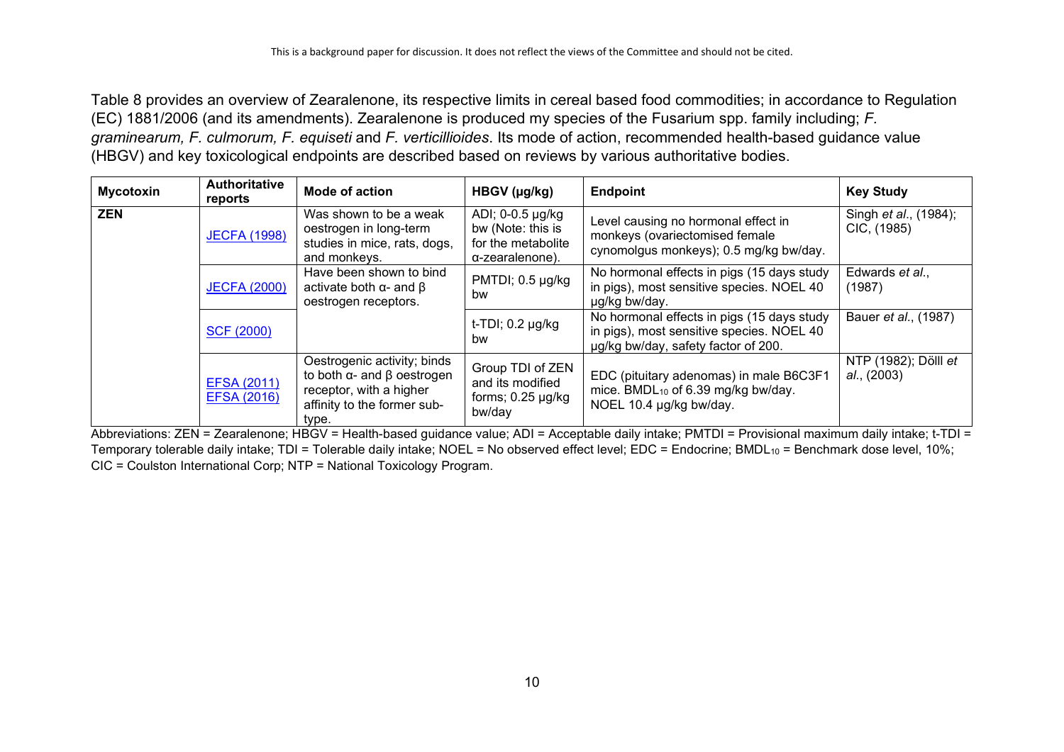Table 8 provides an overview of Zearalenone, its respective limits in cereal based food commodities; in accordance to Regulation (EC) 1881/2006 (and its amendments). Zearalenone is produced my species of the Fusarium spp. family including; *F. graminearum, F. culmorum, F. equiseti* and *F. verticillioides*. Its mode of action, recommended health-based guidance value (HBGV) and key toxicological endpoints are described based on reviews by various authoritative bodies.

| Mycotoxin | Authoritative reports | Mode of action | HBGV (µg/kg) | Endpoint | Key Study |
|---|---|---|---|---|---|
| **ZEN** | JECFA (1998) | Was shown to be a weak oestrogen in long-term studies in mice, rats, dogs, and monkeys. | ADI; 0-0.5 µg/kg bw (Note: this is for the metabolite α-zearalenone). | Level causing no hormonal effect in monkeys (ovariectomised female cynomolgus monkeys); 0.5 mg/kg bw/day. | Singh *et al*., (1984); CIC, (1985) |
| | JECFA (2000) | Have been shown to bind activate both α- and β oestrogen receptors. | PMTDI; 0.5 µg/kg bw | No hormonal effects in pigs (15 days study in pigs), most sensitive species. NOEL 40 µg/kg bw/day. | Edwards *et al*., (1987) |
| | SCF (2000) | | t-TDI; 0.2 µg/kg bw | No hormonal effects in pigs (15 days study in pigs), most sensitive species. NOEL 40 µg/kg bw/day, safety factor of 200. | Bauer *et al*., (1987) |
| | EFSA (2011) EFSA (2016) | Oestrogenic activity; binds to both α- and β oestrogen receptor, with a higher affinity to the former sub-type. | Group TDI of ZEN and its modified forms; 0.25 µg/kg bw/day | EDC (pituitary adenomas) in male B6C3F1 mice. $BMDL_{10}$ of 6.39 mg/kg bw/day. NOEL 10.4 µg/kg bw/day. | NTP (1982); Dölll *et al*., (2003) |

Abbreviations: ZEN = Zearalenone; HBGV = Health-based guidance value; ADI = Acceptable daily intake; PMTDI = Provisional maximum daily intake; t-TDI = Temporary tolerable daily intake; TDI = Tolerable daily intake; NOEL = No observed effect level; EDC = Endocrine; $BMDL_{10}$ = Benchmark dose level, 10%; CIC = Coulston International Corp; NTP = National Toxicology Program.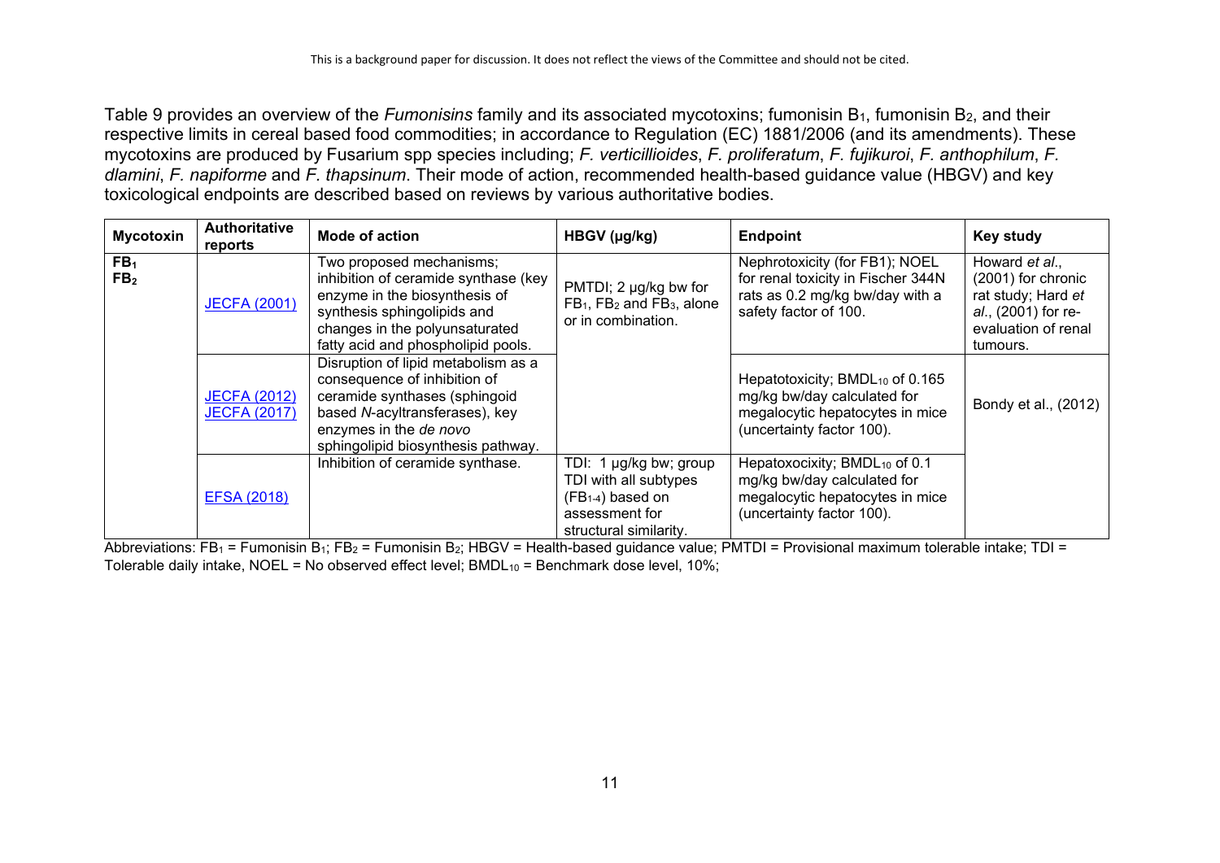Table 9 provides an overview of the *Fumonisins* family and its associated mycotoxins; fumonisin $B_1$, fumonisin $B_2$, and their respective limits in cereal based food commodities; in accordance to Regulation (EC) 1881/2006 (and its amendments). These mycotoxins are produced by Fusarium spp species including; *F. verticillioides*, *F. proliferatum*, *F. fujikuroi*, *F. anthophilum*, *F. dlamini*, *F. napiforme* and *F. thapsinum*. Their mode of action, recommended health-based guidance value (HBGV) and key toxicological endpoints are described based on reviews by various authoritative bodies.

| Mycotoxin | Authoritative reports | Mode of action | HBGV (µg/kg) | Endpoint | Key study |
|---|---|---|---|---|---|
| $FB_1$ $FB_2$ | JECFA (2001) | Two proposed mechanisms; inhibition of ceramide synthase (key enzyme in the biosynthesis of synthesis sphingolipids and changes in the polyunsaturated fatty acid and phospholipid pools. | PMTDI; 2 µg/kg bw for $FB_1$, $FB_2$ and $FB_3$, alone or in combination. | Nephrotoxicity (for FB1); NOEL for renal toxicity in Fischer 344N rats as 0.2 mg/kg bw/day with a safety factor of 100. | Howard *et al.*, (2001) for chronic rat study; Hard *et al.*, (2001) for re-evaluation of renal tumours. |
| | JECFA (2012) JECFA (2017) | Disruption of lipid metabolism as a consequence of inhibition of ceramide synthases (sphingoid based *N*-acyltransferases), key enzymes in the *de novo* sphingolipid biosynthesis pathway. | | Hepatotoxicity; $BMDL_{10}$ of 0.165 mg/kg bw/day calculated for megalocytic hepatocytes in mice (uncertainty factor 100). | Bondy et al., (2012) |
| | EFSA (2018) | Inhibition of ceramide synthase. | TDI: 1 µg/kg bw; group TDI with all subtypes ($FB_{1\text{-}4}$) based on assessment for structural similarity. | Hepatoxocixity; $BMDL_{10}$ of 0.1 mg/kg bw/day calculated for megalocytic hepatocytes in mice (uncertainty factor 100). | |

Abbreviations: $FB_1$ = Fumonisin $B_1$; $FB_2$ = Fumonisin $B_2$; HBGV = Health-based guidance value; PMTDI = Provisional maximum tolerable intake; TDI = Tolerable daily intake, NOEL = No observed effect level; $BMDL_{10}$ = Benchmark dose level, 10%;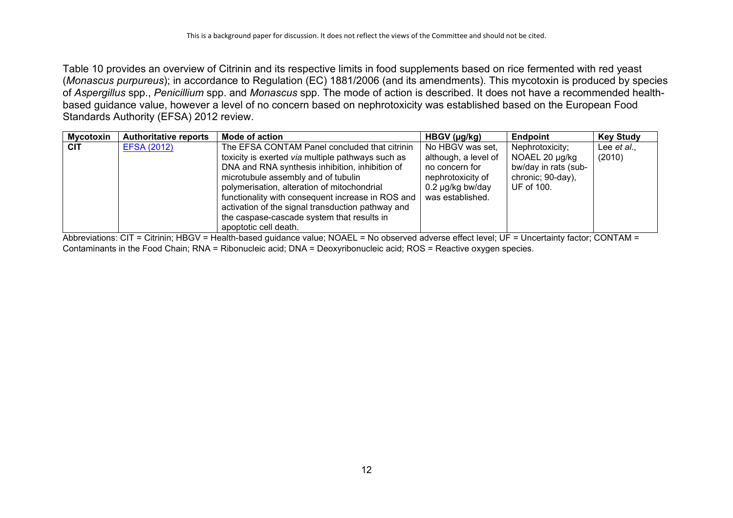Table 10 provides an overview of Citrinin and its respective limits in food supplements based on rice fermented with red yeast (*Monascus purpureus*); in accordance to Regulation (EC) 1881/2006 (and its amendments). This mycotoxin is produced by species of *Aspergillus* spp., *Penicillium* spp. and *Monascus* spp. The mode of action is described. It does not have a recommended health-based guidance value, however a level of no concern based on nephrotoxicity was established based on the European Food Standards Authority (EFSA) 2012 review.

| Mycotoxin | Authoritative reports | Mode of action | HBGV (µg/kg) | Endpoint | Key Study |
|---|---|---|---|---|---|
| CIT | EFSA (2012) | The EFSA CONTAM Panel concluded that citrinin toxicity is exerted *via* multiple pathways such as DNA and RNA synthesis inhibition, inhibition of microtubule assembly and of tubulin polymerisation, alteration of mitochondrial functionality with consequent increase in ROS and activation of the signal transduction pathway and the caspase-cascade system that results in apoptotic cell death. | No HBGV was set, although, a level of no concern for nephrotoxicity of 0.2 µg/kg bw/day was established. | Nephrotoxicity; NOAEL 20 µg/kg bw/day in rats (sub-chronic; 90-day), UF of 100. | Lee *et al.*, (2010) |

Abbreviations: CIT = Citrinin; HBGV = Health-based guidance value; NOAEL = No observed adverse effect level; UF = Uncertainty factor; CONTAM = Contaminants in the Food Chain; RNA = Ribonucleic acid; DNA = Deoxyribonucleic acid; ROS = Reactive oxygen species.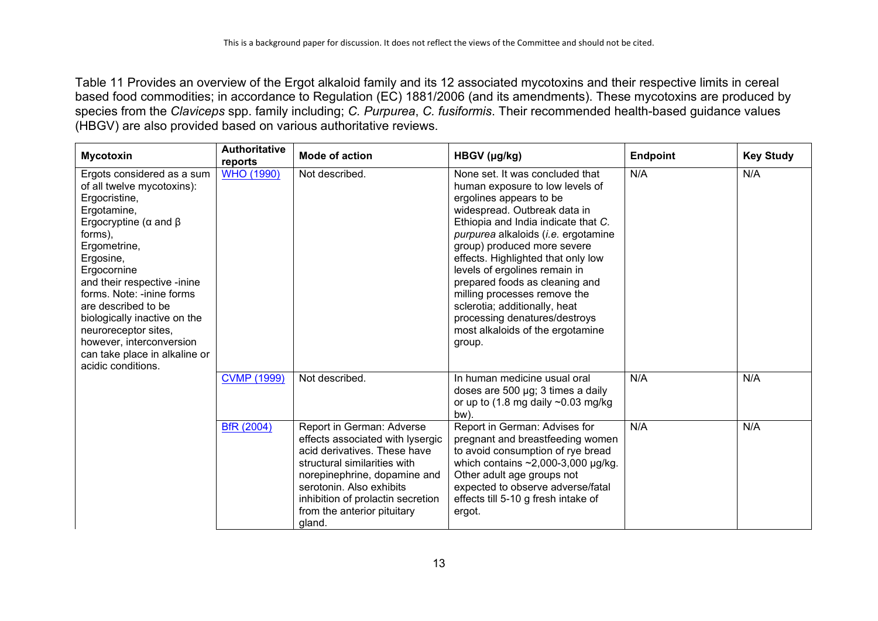Table 11 Provides an overview of the Ergot alkaloid family and its 12 associated mycotoxins and their respective limits in cereal based food commodities; in accordance to Regulation (EC) 1881/2006 (and its amendments). These mycotoxins are produced by species from the *Claviceps* spp. family including; *C. Purpurea*, *C. fusiformis*. Their recommended health-based guidance values (HBGV) are also provided based on various authoritative reviews.

| Mycotoxin | Authoritative reports | Mode of action | HBGV (µg/kg) | Endpoint | Key Study |
|---|---|---|---|---|---|
| Ergots considered as a sum of all twelve mycotoxins): Ergocristine, Ergotamine, Ergocryptine (α and β forms), Ergometrine, Ergosine, Ergocornine and their respective -inine forms. Note: -inine forms are described to be biologically inactive on the neuroreceptor sites, however, interconversion can take place in alkaline or acidic conditions. | WHO (1990) | Not described. | None set. It was concluded that human exposure to low levels of ergolines appears to be widespread. Outbreak data in Ethiopia and India indicate that *C. purpurea* alkaloids (*i.e.* ergotamine group) produced more severe effects. Highlighted that only low levels of ergolines remain in prepared foods as cleaning and milling processes remove the sclerotia; additionally, heat processing denatures/destroys most alkaloids of the ergotamine group. | N/A | N/A |
| | CVMP (1999) | Not described. | In human medicine usual oral doses are 500 µg; 3 times a daily or up to (1.8 mg daily ~0.03 mg/kg bw). | N/A | N/A |
| | BfR (2004) | Report in German: Adverse effects associated with lysergic acid derivatives. These have structural similarities with norepinephrine, dopamine and serotonin. Also exhibits inhibition of prolactin secretion from the anterior pituitary gland. | Report in German: Advises for pregnant and breastfeeding women to avoid consumption of rye bread which contains ~2,000-3,000 µg/kg. Other adult age groups not expected to observe adverse/fatal effects till 5-10 g fresh intake of ergot. | N/A | N/A |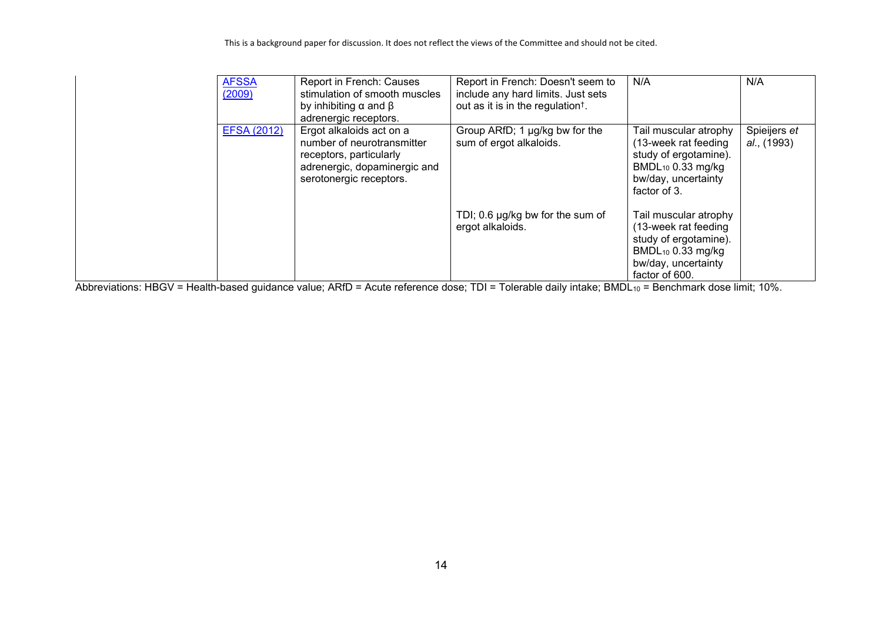| | | | | | |
|---|---|---|---|---|---|
| | [AFSSA (2009)]() | Report in French: Causes stimulation of smooth muscles by inhibiting α and β adrenergic receptors. | Report in French: Doesn't seem to include any hard limits. Just sets out as it is in the regulation†. | N/A | N/A |
| | [EFSA (2012)]() | Ergot alkaloids act on a number of neurotransmitter receptors, particularly adrenergic, dopaminergic and serotonergic receptors. | Group ARfD; 1 µg/kg bw for the sum of ergot alkaloids. | Tail muscular atrophy (13-week rat feeding study of ergotamine). $BMDL_{10}$ 0.33 mg/kg bw/day, uncertainty factor of 3. | Spieijers *et al.*, (1993) |
| | | | TDI; 0.6 µg/kg bw for the sum of ergot alkaloids. | Tail muscular atrophy (13-week rat feeding study of ergotamine). $BMDL_{10}$ 0.33 mg/kg bw/day, uncertainty factor of 600. | |

Abbreviations: HBGV = Health-based guidance value; ARfD = Acute reference dose; TDI = Tolerable daily intake; $BMDL_{10}$ = Benchmark dose limit; 10%.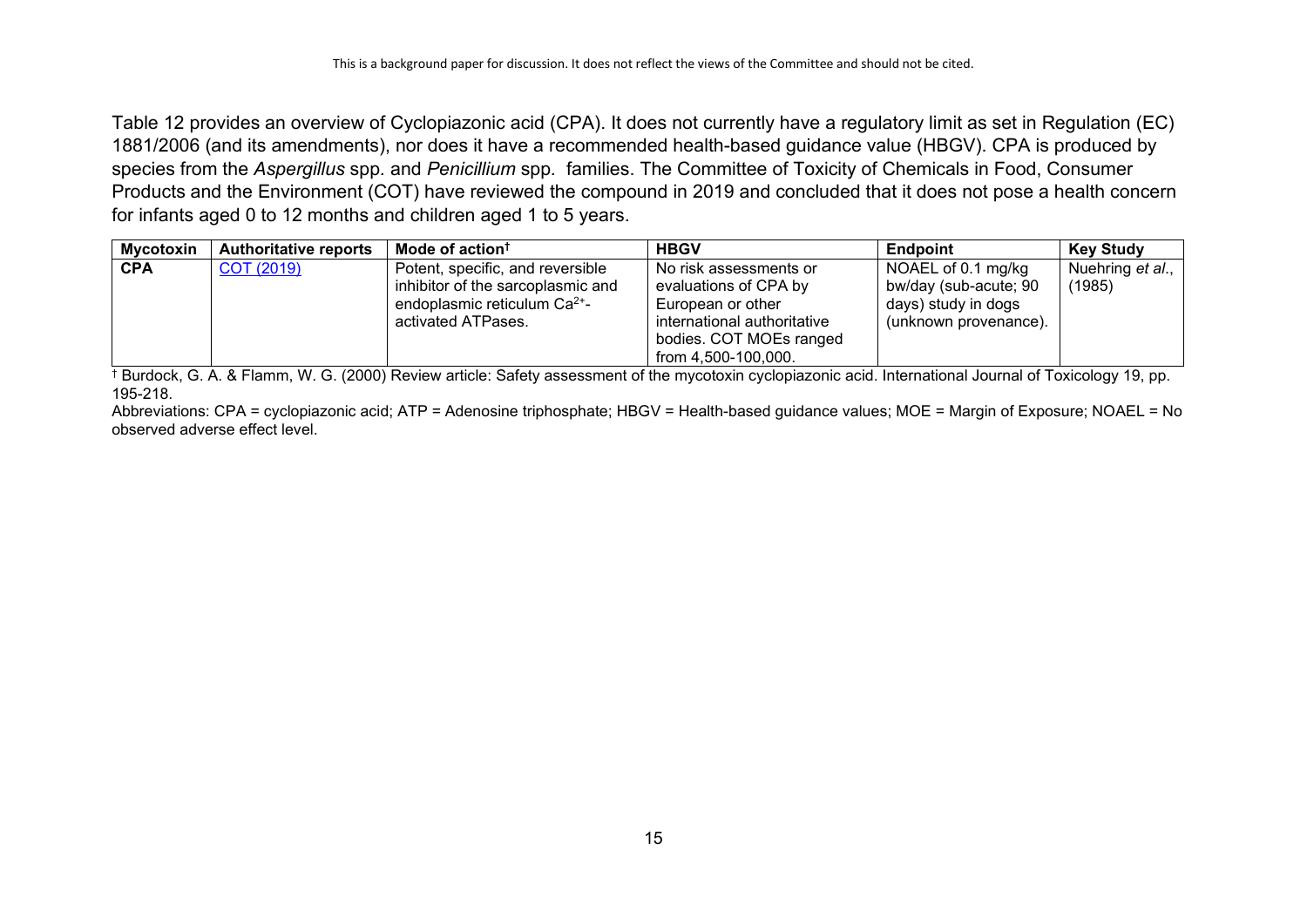Table 12 provides an overview of Cyclopiazonic acid (CPA). It does not currently have a regulatory limit as set in Regulation (EC) 1881/2006 (and its amendments), nor does it have a recommended health-based guidance value (HBGV). CPA is produced by species from the *Aspergillus* spp. and *Penicillium* spp. families. The Committee of Toxicity of Chemicals in Food, Consumer Products and the Environment (COT) have reviewed the compound in 2019 and concluded that it does not pose a health concern for infants aged 0 to 12 months and children aged 1 to 5 years.

| Mycotoxin | Authoritative reports | Mode of action† | HBGV | Endpoint | Key Study |
|---|---|---|---|---|---|
| **CPA** | COT (2019) | Potent, specific, and reversible inhibitor of the sarcoplasmic and endoplasmic reticulum $Ca^{2+}$-activated ATPases. | No risk assessments or evaluations of CPA by European or other international authoritative bodies. COT MOEs ranged from 4,500-100,000. | NOAEL of 0.1 mg/kg bw/day (sub-acute; 90 days) study in dogs (unknown provenance). | Nuehring *et al.*, (1985) |

† Burdock, G. A. & Flamm, W. G. (2000) Review article: Safety assessment of the mycotoxin cyclopiazonic acid. International Journal of Toxicology 19, pp. 195-218.

Abbreviations: CPA = cyclopiazonic acid; ATP = Adenosine triphosphate; HBGV = Health-based guidance values; MOE = Margin of Exposure; NOAEL = No observed adverse effect level.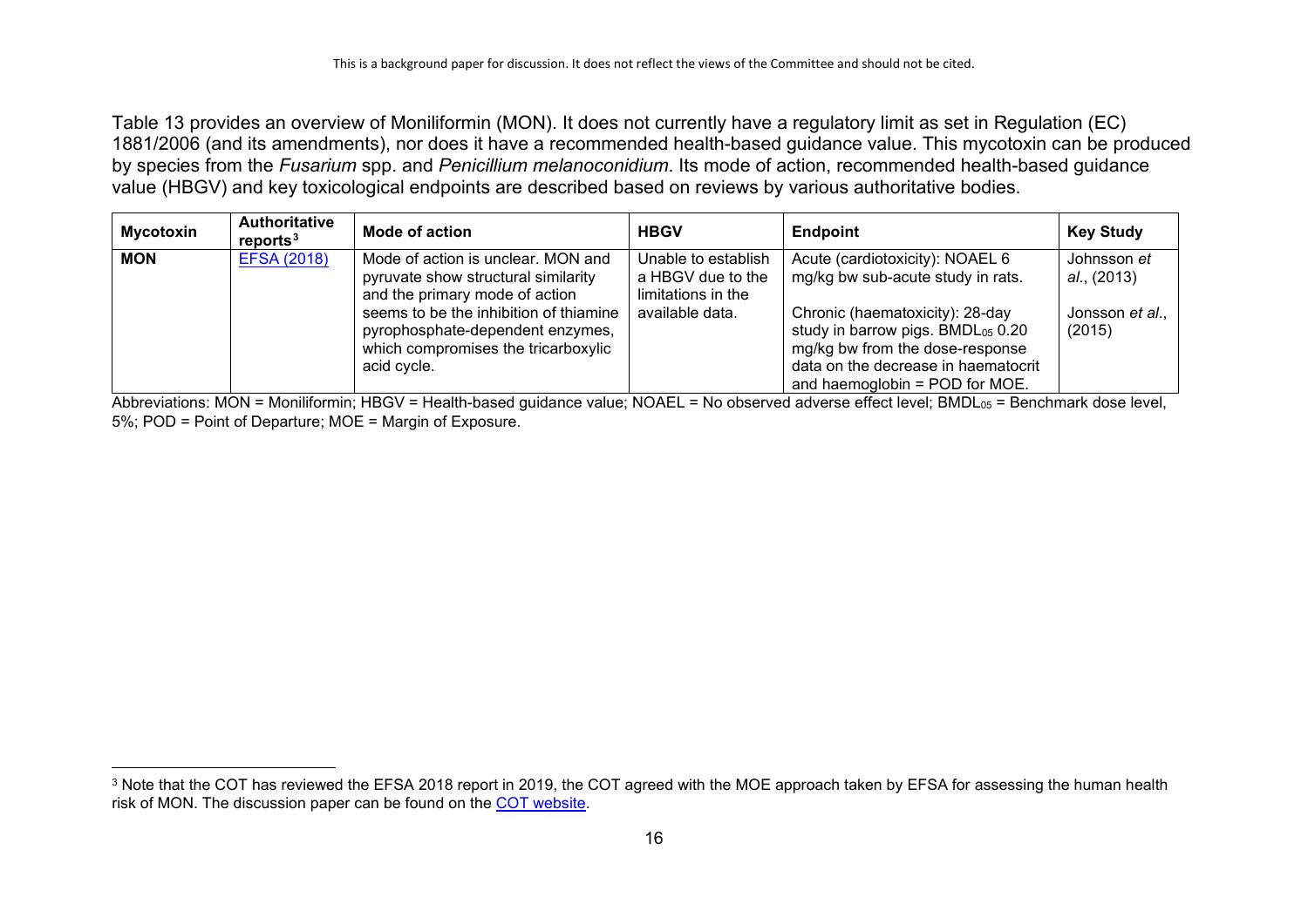Table 13 provides an overview of Moniliformin (MON). It does not currently have a regulatory limit as set in Regulation (EC) 1881/2006 (and its amendments), nor does it have a recommended health-based guidance value. This mycotoxin can be produced by species from the *Fusarium* spp. and *Penicillium melanoconidium*. Its mode of action, recommended health-based guidance value (HBGV) and key toxicological endpoints are described based on reviews by various authoritative bodies.

| Mycotoxin | Authoritative reports[3] | Mode of action | HBGV | Endpoint | Key Study |
|---|---|---|---|---|---|
| **MON** | EFSA (2018) | Mode of action is unclear. MON and pyruvate show structural similarity and the primary mode of action seems to be the inhibition of thiamine pyrophosphate-dependent enzymes, which compromises the tricarboxylic acid cycle. | Unable to establish a HBGV due to the limitations in the available data. | Acute (cardiotoxicity): NOAEL 6 mg/kg bw sub-acute study in rats.<br><br>Chronic (haematoxicity): 28-day study in barrow pigs. $BMDL_{05}$ 0.20 mg/kg bw from the dose-response data on the decrease in haematocrit and haemoglobin = POD for MOE. | Johnsson *et al*., (2013)<br><br>Jonsson *et al*., (2015) |

Abbreviations: MON = Moniliformin; HBGV = Health-based guidance value; NOAEL = No observed adverse effect level; $BMDL_{05}$ = Benchmark dose level, 5%; POD = Point of Departure; MOE = Margin of Exposure.

[3] Note that the COT has reviewed the EFSA 2018 report in 2019, the COT agreed with the MOE approach taken by EFSA for assessing the human health risk of MON. The discussion paper can be found on the COT website.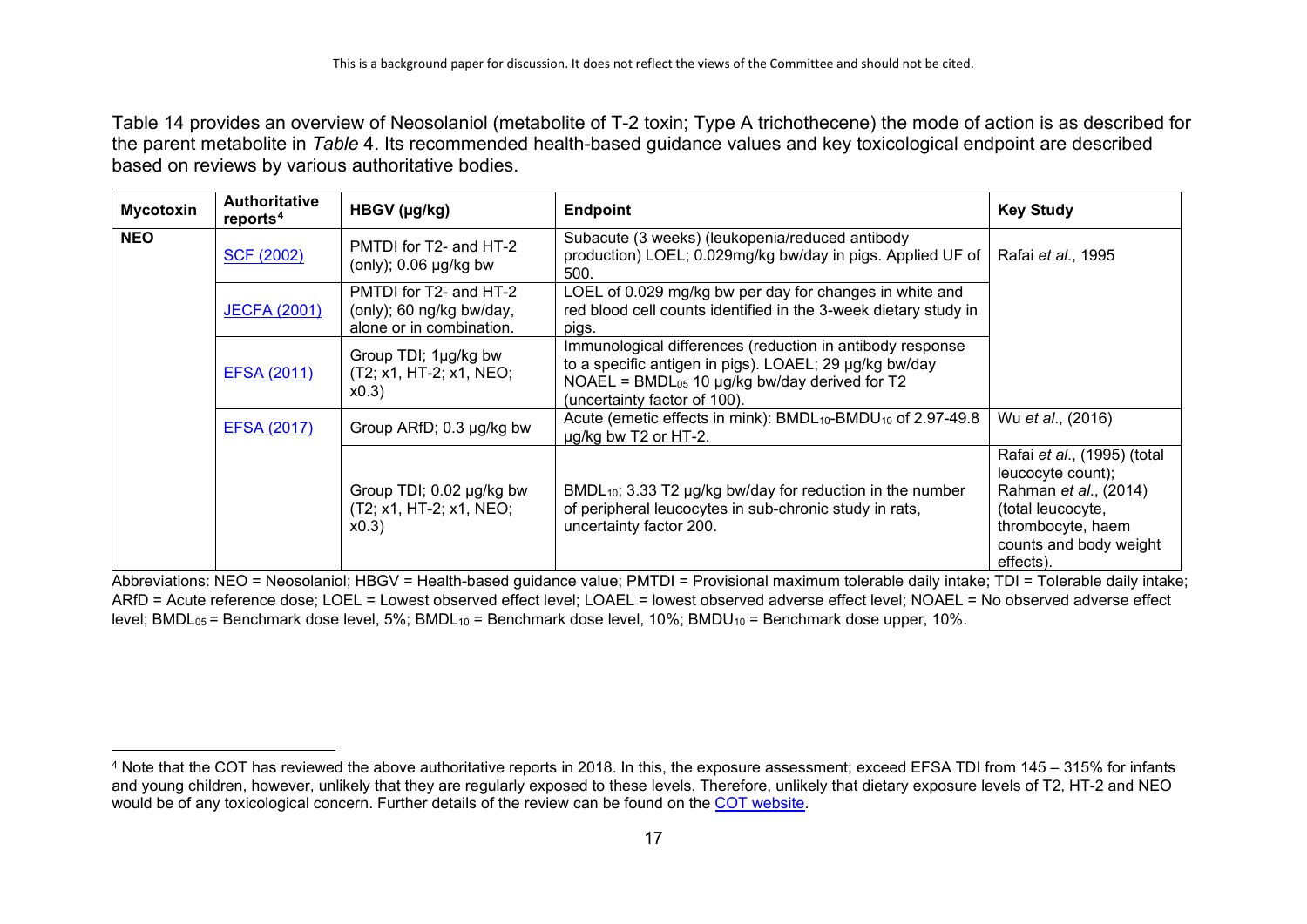Table 14 provides an overview of Neosolaniol (metabolite of T-2 toxin; Type A trichothecene) the mode of action is as described for the parent metabolite in *Table* 4. Its recommended health-based guidance values and key toxicological endpoint are described based on reviews by various authoritative bodies.

| Mycotoxin | Authoritative reports[4] | HBGV (µg/kg) | Endpoint | Key Study |
|---|---|---|---|---|
| **NEO** | [SCF (2002)](#) | PMTDI for T2- and HT-2 (only); 0.06 µg/kg bw | Subacute (3 weeks) (leukopenia/reduced antibody production) LOEL; 0.029mg/kg bw/day in pigs. Applied UF of 500. | Rafai *et al*., 1995 |
| | [JECFA (2001)](#) | PMTDI for T2- and HT-2 (only); 60 ng/kg bw/day, alone or in combination. | LOEL of 0.029 mg/kg bw per day for changes in white and red blood cell counts identified in the 3-week dietary study in pigs. | |
| | [EFSA (2011)](#) | Group TDI; 1µg/kg bw (T2; x1, HT-2; x1, NEO; x0.3) | Immunological differences (reduction in antibody response to a specific antigen in pigs). LOAEL; 29 µg/kg bw/day NOAEL = $BMDL_{05}$ 10 µg/kg bw/day derived for T2 (uncertainty factor of 100). | |
| | [EFSA (2017)](#) | Group ARfD; 0.3 µg/kg bw | Acute (emetic effects in mink): $BMDL_{10}$-$BMDU_{10}$ of 2.97-49.8 µg/kg bw T2 or HT-2. | Wu *et al*., (2016) |
| | | Group TDI; 0.02 µg/kg bw (T2; x1, HT-2; x1, NEO; x0.3) | $BMDL_{10}$; 3.33 T2 µg/kg bw/day for reduction in the number of peripheral leucocytes in sub-chronic study in rats, uncertainty factor 200. | Rafai *et al*., (1995) (total leucocyte count); Rahman *et al*., (2014) (total leucocyte, thrombocyte, haem counts and body weight effects). |

Abbreviations: NEO = Neosolaniol; HBGV = Health-based guidance value; PMTDI = Provisional maximum tolerable daily intake; TDI = Tolerable daily intake; ARfD = Acute reference dose; LOEL = Lowest observed effect level; LOAEL = lowest observed adverse effect level; NOAEL = No observed adverse effect level; $BMDL_{05}$ = Benchmark dose level, 5%; $BMDL_{10}$ = Benchmark dose level, 10%; $BMDU_{10}$ = Benchmark dose upper, 10%.

[4] Note that the COT has reviewed the above authoritative reports in 2018. In this, the exposure assessment; exceed EFSA TDI from 145 – 315% for infants and young children, however, unlikely that they are regularly exposed to these levels. Therefore, unlikely that dietary exposure levels of T2, HT-2 and NEO would be of any toxicological concern. Further details of the review can be found on the [COT website](#).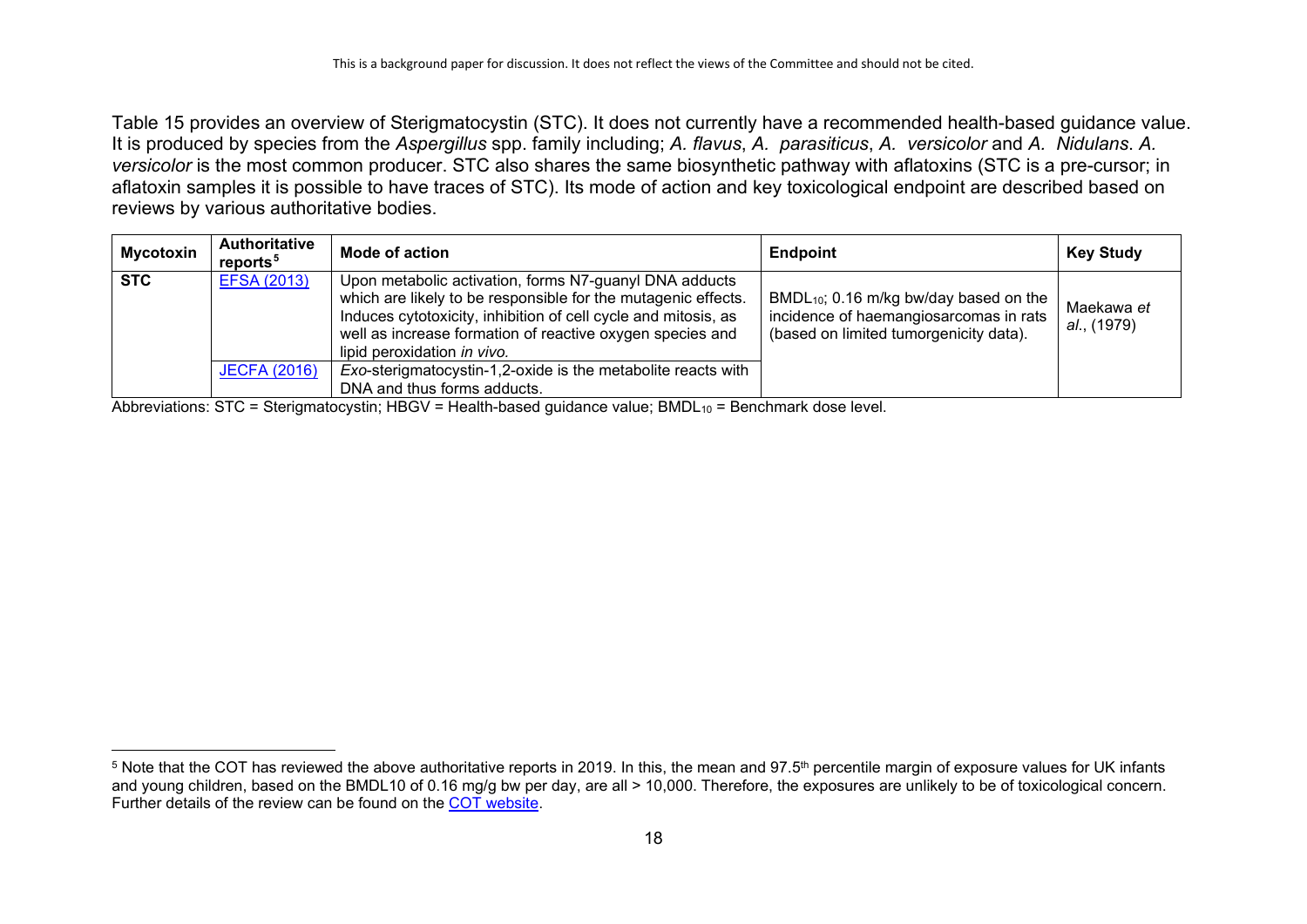Table 15 provides an overview of Sterigmatocystin (STC). It does not currently have a recommended health-based guidance value. It is produced by species from the *Aspergillus* spp. family including; *A. flavus*, *A. parasiticus*, *A. versicolor* and *A. Nidulans*. *A. versicolor* is the most common producer. STC also shares the same biosynthetic pathway with aflatoxins (STC is a pre-cursor; in aflatoxin samples it is possible to have traces of STC). Its mode of action and key toxicological endpoint are described based on reviews by various authoritative bodies.

| Mycotoxin | Authoritative reports[5] | Mode of action | Endpoint | Key Study |
|---|---|---|---|---|
| STC | [EFSA (2013)](https://www.efsa.europa.eu) | Upon metabolic activation, forms N7-guanyl DNA adducts which are likely to be responsible for the mutagenic effects. Induces cytotoxicity, inhibition of cell cycle and mitosis, as well as increase formation of reactive oxygen species and lipid peroxidation *in vivo.* | $BMDL_{10}$; 0.16 m/kg bw/day based on the incidence of haemangiosarcomas in rats (based on limited tumorgenicity data). | Maekawa *et al.*, (1979) |
| | [JECFA (2016)](https://www.who.int) | *Exo*-sterigmatocystin-1,2-oxide is the metabolite reacts with DNA and thus forms adducts. | | |

Abbreviations: STC = Sterigmatocystin; HBGV = Health-based guidance value; $BMDL_{10}$ = Benchmark dose level.

[5] Note that the COT has reviewed the above authoritative reports in 2019. In this, the mean and 97.5th percentile margin of exposure values for UK infants and young children, based on the BMDL10 of 0.16 mg/g bw per day, are all > 10,000. Therefore, the exposures are unlikely to be of toxicological concern. Further details of the review can be found on the COT website.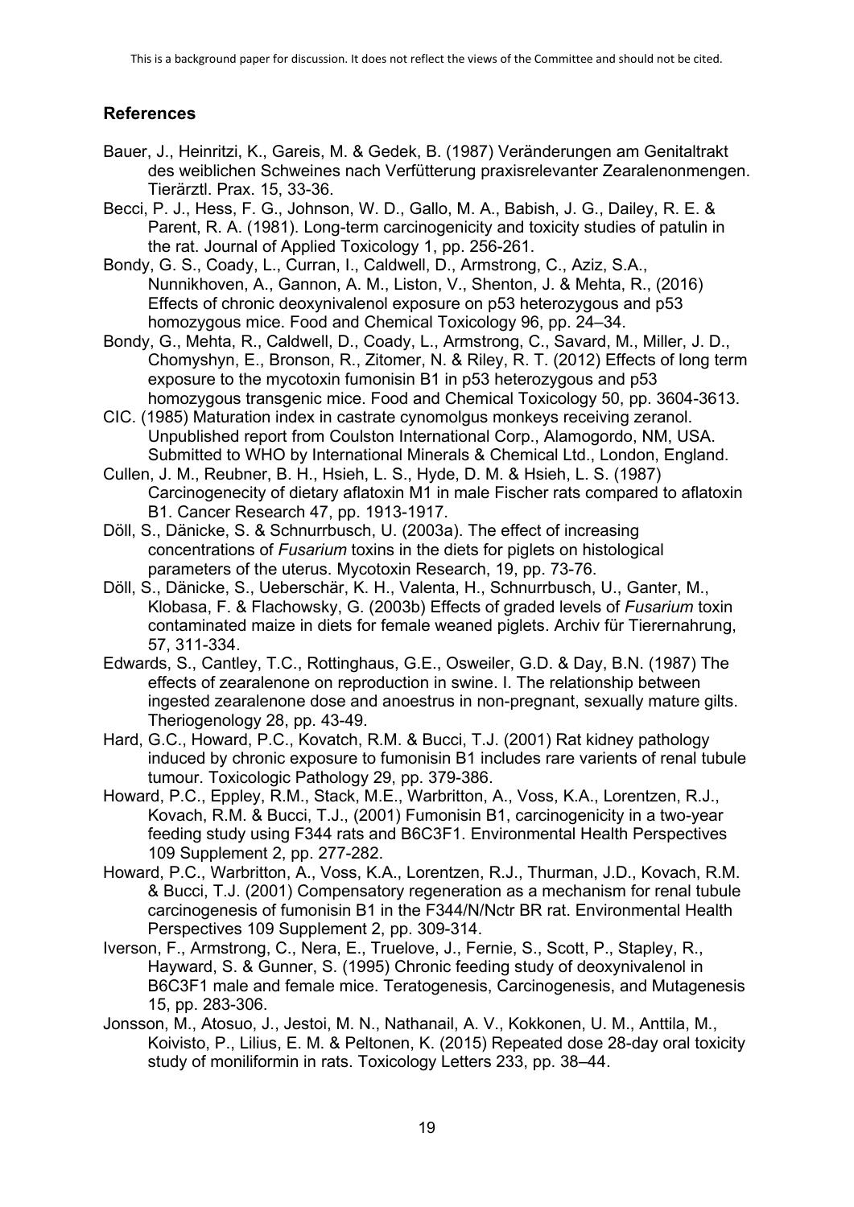## References

Bauer, J., Heinritzi, K., Gareis, M. & Gedek, B. (1987) Veränderungen am Genitaltrakt des weiblichen Schweines nach Verfütterung praxisrelevanter Zearalenonmengen. Tierärztl. Prax. 15, 33-36.

Becci, P. J., Hess, F. G., Johnson, W. D., Gallo, M. A., Babish, J. G., Dailey, R. E. & Parent, R. A. (1981). Long-term carcinogenicity and toxicity studies of patulin in the rat. Journal of Applied Toxicology 1, pp. 256-261.

Bondy, G. S., Coady, L., Curran, I., Caldwell, D., Armstrong, C., Aziz, S.A., Nunnikhoven, A., Gannon, A. M., Liston, V., Shenton, J. & Mehta, R., (2016) Effects of chronic deoxynivalenol exposure on p53 heterozygous and p53 homozygous mice. Food and Chemical Toxicology 96, pp. 24–34.

Bondy, G., Mehta, R., Caldwell, D., Coady, L., Armstrong, C., Savard, M., Miller, J. D., Chomyshyn, E., Bronson, R., Zitomer, N. & Riley, R. T. (2012) Effects of long term exposure to the mycotoxin fumonisin B1 in p53 heterozygous and p53 homozygous transgenic mice. Food and Chemical Toxicology 50, pp. 3604-3613.

CIC. (1985) Maturation index in castrate cynomolgus monkeys receiving zeranol. Unpublished report from Coulston International Corp., Alamogordo, NM, USA. Submitted to WHO by International Minerals & Chemical Ltd., London, England.

Cullen, J. M., Reubner, B. H., Hsieh, L. S., Hyde, D. M. & Hsieh, L. S. (1987) Carcinogenecity of dietary aflatoxin M1 in male Fischer rats compared to aflatoxin B1. Cancer Research 47, pp. 1913-1917.

Döll, S., Dänicke, S. & Schnurrbusch, U. (2003a). The effect of increasing concentrations of *Fusarium* toxins in the diets for piglets on histological parameters of the uterus. Mycotoxin Research, 19, pp. 73-76.

Döll, S., Dänicke, S., Ueberschär, K. H., Valenta, H., Schnurrbusch, U., Ganter, M., Klobasa, F. & Flachowsky, G. (2003b) Effects of graded levels of *Fusarium* toxin contaminated maize in diets for female weaned piglets. Archiv für Tierernahrung, 57, 311-334.

Edwards, S., Cantley, T.C., Rottinghaus, G.E., Osweiler, G.D. & Day, B.N. (1987) The effects of zearalenone on reproduction in swine. I. The relationship between ingested zearalenone dose and anoestrus in non-pregnant, sexually mature gilts. Theriogenology 28, pp. 43-49.

Hard, G.C., Howard, P.C., Kovatch, R.M. & Bucci, T.J. (2001) Rat kidney pathology induced by chronic exposure to fumonisin B1 includes rare varients of renal tubule tumour. Toxicologic Pathology 29, pp. 379-386.

Howard, P.C., Eppley, R.M., Stack, M.E., Warbritton, A., Voss, K.A., Lorentzen, R.J., Kovach, R.M. & Bucci, T.J., (2001) Fumonisin B1, carcinogenicity in a two-year feeding study using F344 rats and B6C3F1. Environmental Health Perspectives 109 Supplement 2, pp. 277-282.

Howard, P.C., Warbritton, A., Voss, K.A., Lorentzen, R.J., Thurman, J.D., Kovach, R.M. & Bucci, T.J. (2001) Compensatory regeneration as a mechanism for renal tubule carcinogenesis of fumonisin B1 in the F344/N/Nctr BR rat. Environmental Health Perspectives 109 Supplement 2, pp. 309-314.

Iverson, F., Armstrong, C., Nera, E., Truelove, J., Fernie, S., Scott, P., Stapley, R., Hayward, S. & Gunner, S. (1995) Chronic feeding study of deoxynivalenol in B6C3F1 male and female mice. Teratogenesis, Carcinogenesis, and Mutagenesis 15, pp. 283-306.

Jonsson, M., Atosuo, J., Jestoi, M. N., Nathanail, A. V., Kokkonen, U. M., Anttila, M., Koivisto, P., Lilius, E. M. & Peltonen, K. (2015) Repeated dose 28-day oral toxicity study of moniliformin in rats. Toxicology Letters 233, pp. 38–44.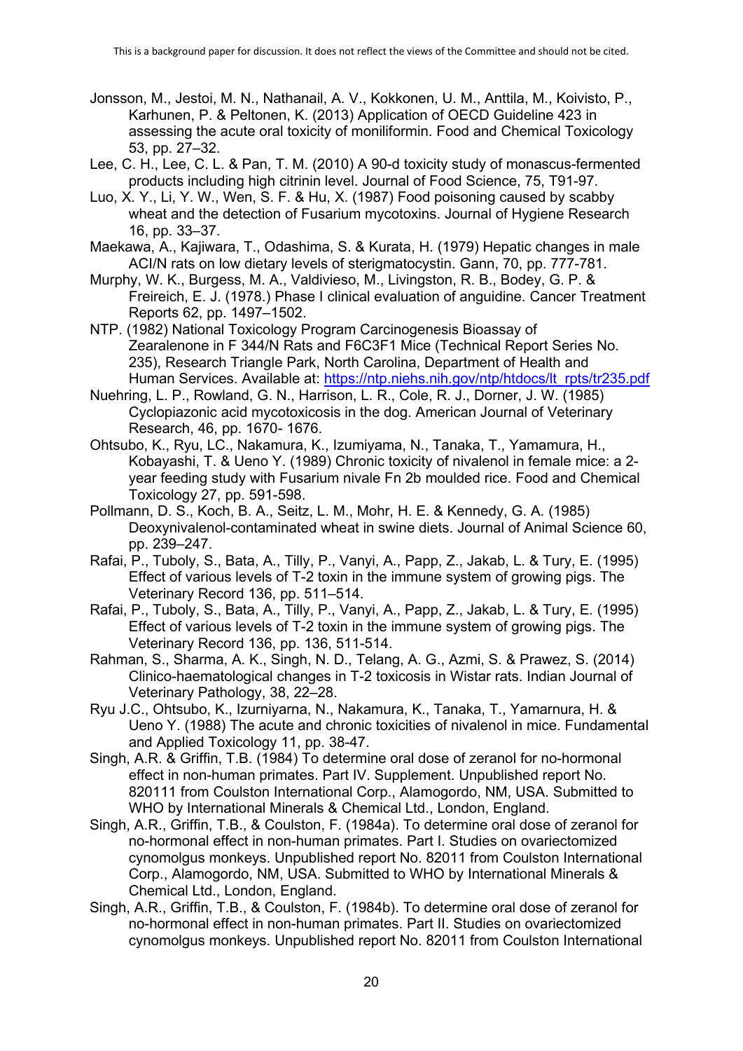Jonsson, M., Jestoi, M. N., Nathanail, A. V., Kokkonen, U. M., Anttila, M., Koivisto, P., Karhunen, P. & Peltonen, K. (2013) Application of OECD Guideline 423 in assessing the acute oral toxicity of moniliformin. Food and Chemical Toxicology 53, pp. 27–32.

Lee, C. H., Lee, C. L. & Pan, T. M. (2010) A 90-d toxicity study of monascus-fermented products including high citrinin level. Journal of Food Science, 75, T91-97.

Luo, X. Y., Li, Y. W., Wen, S. F. & Hu, X. (1987) Food poisoning caused by scabby wheat and the detection of Fusarium mycotoxins. Journal of Hygiene Research 16, pp. 33–37.

Maekawa, A., Kajiwara, T., Odashima, S. & Kurata, H. (1979) Hepatic changes in male ACI/N rats on low dietary levels of sterigmatocystin. Gann, 70, pp. 777-781.

Murphy, W. K., Burgess, M. A., Valdivieso, M., Livingston, R. B., Bodey, G. P. & Freireich, E. J. (1978.) Phase I clinical evaluation of anguidine. Cancer Treatment Reports 62, pp. 1497–1502.

NTP. (1982) National Toxicology Program Carcinogenesis Bioassay of Zearalenone in F 344/N Rats and F6C3F1 Mice (Technical Report Series No. 235), Research Triangle Park, North Carolina, Department of Health and Human Services. Available at: https://ntp.niehs.nih.gov/ntp/htdocs/lt_rpts/tr235.pdf

Nuehring, L. P., Rowland, G. N., Harrison, L. R., Cole, R. J., Dorner, J. W. (1985) Cyclopiazonic acid mycotoxicosis in the dog. American Journal of Veterinary Research, 46, pp. 1670- 1676.

Ohtsubo, K., Ryu, LC., Nakamura, K., Izumiyama, N., Tanaka, T., Yamamura, H., Kobayashi, T. & Ueno Y. (1989) Chronic toxicity of nivalenol in female mice: a 2-year feeding study with Fusarium nivale Fn 2b moulded rice. Food and Chemical Toxicology 27, pp. 591-598.

Pollmann, D. S., Koch, B. A., Seitz, L. M., Mohr, H. E. & Kennedy, G. A. (1985) Deoxynivalenol-contaminated wheat in swine diets. Journal of Animal Science 60, pp. 239–247.

Rafai, P., Tuboly, S., Bata, A., Tilly, P., Vanyi, A., Papp, Z., Jakab, L. & Tury, E. (1995) Effect of various levels of T-2 toxin in the immune system of growing pigs. The Veterinary Record 136, pp. 511–514.

Rafai, P., Tuboly, S., Bata, A., Tilly, P., Vanyi, A., Papp, Z., Jakab, L. & Tury, E. (1995) Effect of various levels of T-2 toxin in the immune system of growing pigs. The Veterinary Record 136, pp. 136, 511-514.

Rahman, S., Sharma, A. K., Singh, N. D., Telang, A. G., Azmi, S. & Prawez, S. (2014) Clinico-haematological changes in T-2 toxicosis in Wistar rats. Indian Journal of Veterinary Pathology, 38, 22–28.

Ryu J.C., Ohtsubo, K., Izurniyarna, N., Nakamura, K., Tanaka, T., Yamarnura, H. & Ueno Y. (1988) The acute and chronic toxicities of nivalenol in mice. Fundamental and Applied Toxicology 11, pp. 38-47.

Singh, A.R. & Griffin, T.B. (1984) To determine oral dose of zeranol for no-hormonal effect in non-human primates. Part IV. Supplement. Unpublished report No. 820111 from Coulston International Corp., Alamogordo, NM, USA. Submitted to WHO by International Minerals & Chemical Ltd., London, England.

Singh, A.R., Griffin, T.B., & Coulston, F. (1984a). To determine oral dose of zeranol for no-hormonal effect in non-human primates. Part I. Studies on ovariectomized cynomolgus monkeys. Unpublished report No. 82011 from Coulston International Corp., Alamogordo, NM, USA. Submitted to WHO by International Minerals & Chemical Ltd., London, England.

Singh, A.R., Griffin, T.B., & Coulston, F. (1984b). To determine oral dose of zeranol for no-hormonal effect in non-human primates. Part II. Studies on ovariectomized cynomolgus monkeys. Unpublished report No. 82011 from Coulston International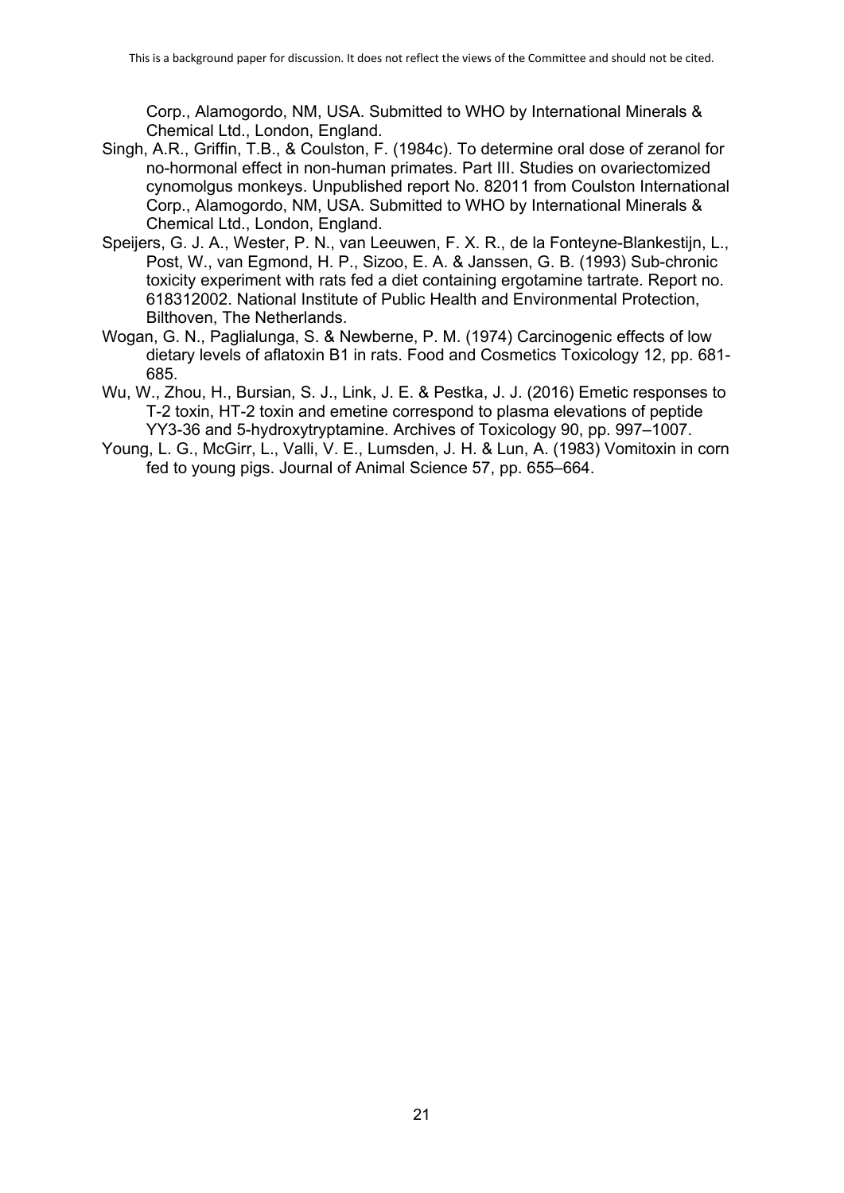Corp., Alamogordo, NM, USA. Submitted to WHO by International Minerals & Chemical Ltd., London, England.

Singh, A.R., Griffin, T.B., & Coulston, F. (1984c). To determine oral dose of zeranol for no-hormonal effect in non-human primates. Part III. Studies on ovariectomized cynomolgus monkeys. Unpublished report No. 82011 from Coulston International Corp., Alamogordo, NM, USA. Submitted to WHO by International Minerals & Chemical Ltd., London, England.

Speijers, G. J. A., Wester, P. N., van Leeuwen, F. X. R., de la Fonteyne-Blankestijn, L., Post, W., van Egmond, H. P., Sizoo, E. A. & Janssen, G. B. (1993) Sub-chronic toxicity experiment with rats fed a diet containing ergotamine tartrate. Report no. 618312002. National Institute of Public Health and Environmental Protection, Bilthoven, The Netherlands.

Wogan, G. N., Paglialunga, S. & Newberne, P. M. (1974) Carcinogenic effects of low dietary levels of aflatoxin B1 in rats. Food and Cosmetics Toxicology 12, pp. 681-685.

Wu, W., Zhou, H., Bursian, S. J., Link, J. E. & Pestka, J. J. (2016) Emetic responses to T-2 toxin, HT-2 toxin and emetine correspond to plasma elevations of peptide YY3-36 and 5-hydroxytryptamine. Archives of Toxicology 90, pp. 997–1007.

Young, L. G., McGirr, L., Valli, V. E., Lumsden, J. H. & Lun, A. (1983) Vomitoxin in corn fed to young pigs. Journal of Animal Science 57, pp. 655–664.